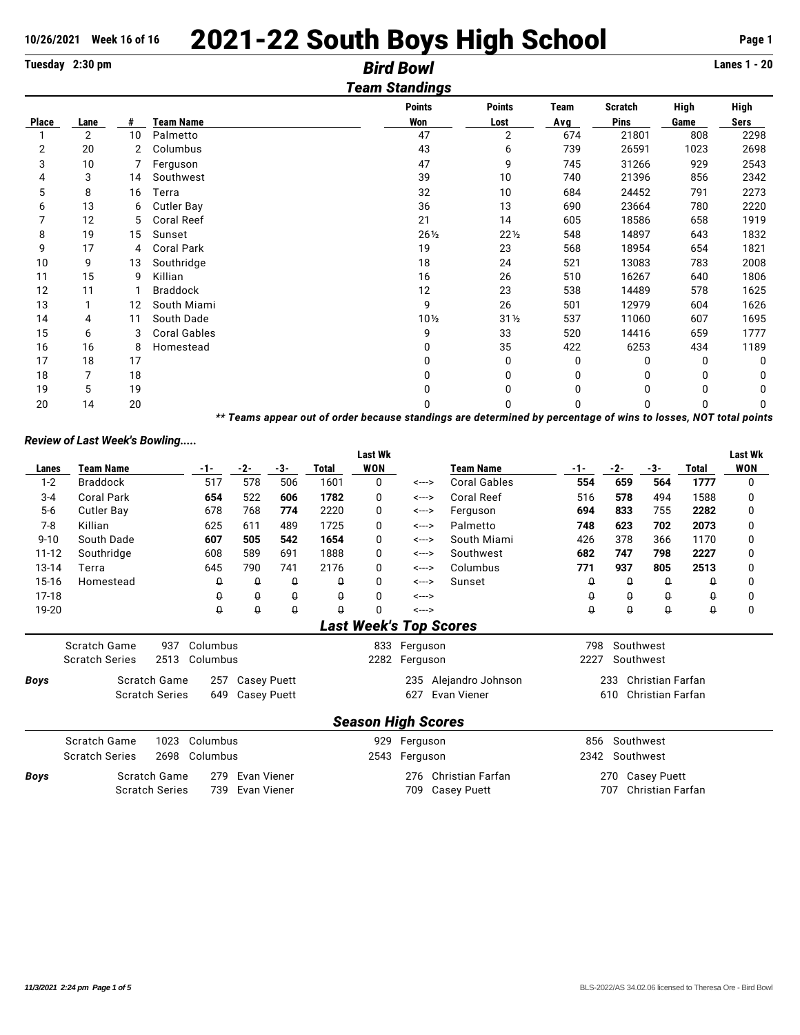10/26/2021 Week 16 of 16

# 2021-22 South Boys High School

Tuesday 2:30 pm

## *Bird Bowl*

Lanes 1 - 20

### *Team Standings*

| Place | Lane | # | Team Name | Points Won | Points Lost | Team Avg | Scratch Pins | High Game | High Sers |
|---|---|---|---|---|---|---|---|---|---|
| 1 | 2 | 10 | Palmetto | 47 | 2 | 674 | 21801 | 808 | 2298 |
| 2 | 20 | 2 | Columbus | 43 | 6 | 739 | 26591 | 1023 | 2698 |
| 3 | 10 | 7 | Ferguson | 47 | 9 | 745 | 31266 | 929 | 2543 |
| 4 | 3 | 14 | Southwest | 39 | 10 | 740 | 21396 | 856 | 2342 |
| 5 | 8 | 16 | Terra | 32 | 10 | 684 | 24452 | 791 | 2273 |
| 6 | 13 | 6 | Cutler Bay | 36 | 13 | 690 | 23664 | 780 | 2220 |
| 7 | 12 | 5 | Coral Reef | 21 | 14 | 605 | 18586 | 658 | 1919 |
| 8 | 19 | 15 | Sunset | 26½ | 22½ | 548 | 14897 | 643 | 1832 |
| 9 | 17 | 4 | Coral Park | 19 | 23 | 568 | 18954 | 654 | 1821 |
| 10 | 9 | 13 | Southridge | 18 | 24 | 521 | 13083 | 783 | 2008 |
| 11 | 15 | 9 | Killian | 16 | 26 | 510 | 16267 | 640 | 1806 |
| 12 | 11 | 1 | Braddock | 12 | 23 | 538 | 14489 | 578 | 1625 |
| 13 | 1 | 12 | South Miami | 9 | 26 | 501 | 12979 | 604 | 1626 |
| 14 | 4 | 11 | South Dade | 10½ | 31½ | 537 | 11060 | 607 | 1695 |
| 15 | 6 | 3 | Coral Gables | 9 | 33 | 520 | 14416 | 659 | 1777 |
| 16 | 16 | 8 | Homestead | 0 | 35 | 422 | 6253 | 434 | 1189 |
| 17 | 18 | 17 | | 0 | 0 | 0 | 0 | 0 | 0 |
| 18 | 7 | 18 | | 0 | 0 | 0 | 0 | 0 | 0 |
| 19 | 5 | 19 | | 0 | 0 | 0 | 0 | 0 | 0 |
| 20 | 14 | 20 | | 0 | 0 | 0 | 0 | 0 | 0 |

*** Teams appear out of order because standings are determined by percentage of wins to losses, NOT total points*

### *Review of Last Week's Bowling.....*

| Lanes | Team Name | -1- | -2- | -3- | Total | Last Wk WON | | Team Name | -1- | -2- | -3- | Total | Last Wk WON |
|---|---|---|---|---|---|---|---|---|---|---|---|---|---|
| 1-2 | Braddock | 517 | 578 | 506 | 1601 | 0 | <---> | Coral Gables | **554** | **659** | **564** | **1777** | 0 |
| 3-4 | Coral Park | **654** | 522 | **606** | **1782** | 0 | <---> | Coral Reef | 516 | **578** | 494 | 1588 | 0 |
| 5-6 | Cutler Bay | 678 | 768 | **774** | 2220 | 0 | <---> | Ferguson | **694** | **833** | 755 | **2282** | 0 |
| 7-8 | Killian | 625 | 611 | 489 | 1725 | 0 | <---> | Palmetto | **748** | **623** | **702** | **2073** | 0 |
| 9-10 | South Dade | **607** | **505** | **542** | **1654** | 0 | <---> | South Miami | 426 | 378 | 366 | 1170 | 0 |
| 11-12 | Southridge | 608 | 589 | 691 | 1888 | 0 | <---> | Southwest | **682** | **747** | **798** | **2227** | 0 |
| 13-14 | Terra | 645 | 790 | 741 | 2176 | 0 | <---> | Columbus | **771** | **937** | **805** | **2513** | 0 |
| 15-16 | Homestead | 0 | 0 | 0 | 0 | 0 | <---> | Sunset | 0 | 0 | 0 | 0 | 0 |
| 17-18 | | 0 | 0 | 0 | 0 | 0 | <---> | | 0 | 0 | 0 | 0 | 0 |
| 19-20 | | 0 | 0 | 0 | 0 | 0 | <---> | | 0 | 0 | 0 | 0 | 0 |

### *Last Week's Top Scores*

| | | | | |
|---|---|---|---|---|
| | Scratch Game | 937 Columbus | 833 Ferguson | 798 Southwest |
| | Scratch Series | 2513 Columbus | 2282 Ferguson | 2227 Southwest |
| ***Boys*** | Scratch Game | 257 Casey Puett | 235 Alejandro Johnson | 233 Christian Farfan |
| | Scratch Series | 649 Casey Puett | 627 Evan Viener | 610 Christian Farfan |

### *Season High Scores*

| | | | | |
|---|---|---|---|---|
| | Scratch Game | 1023 Columbus | 929 Ferguson | 856 Southwest |
| | Scratch Series | 2698 Columbus | 2543 Ferguson | 2342 Southwest |
| ***Boys*** | Scratch Game | 279 Evan Viener | 276 Christian Farfan | 270 Casey Puett |
| | Scratch Series | 739 Evan Viener | 709 Casey Puett | 707 Christian Farfan |

*11/3/2021 2:24 pm*

BLS-2022/AS 34.02.06 licensed to Theresa Ore - Bird Bowl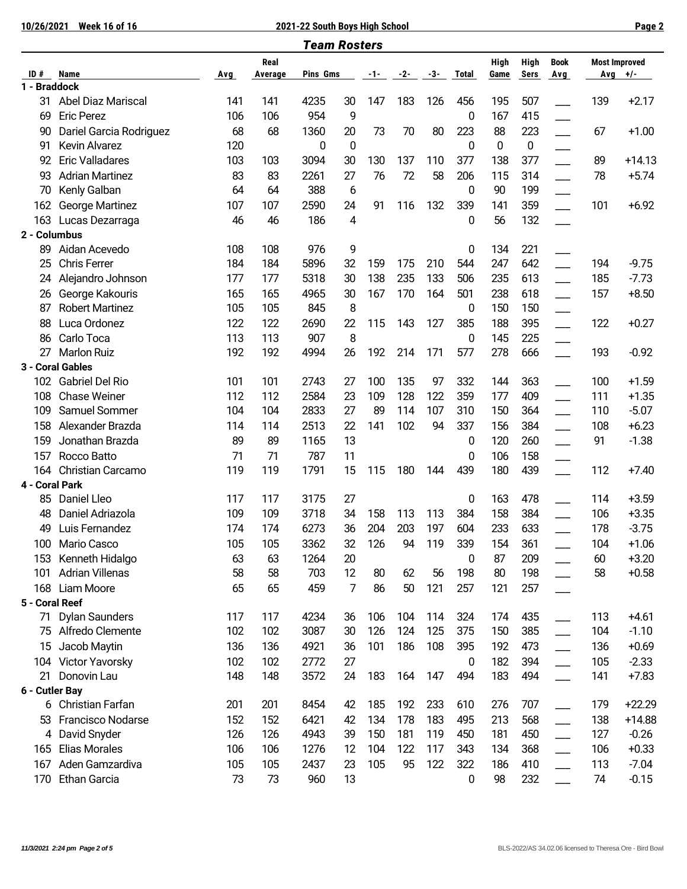## Team Rosters

| ID # | Name | Avg | Real Average | Pins | Gms | -1- | -2- | -3- | Total | High Game | High Sers | Book Avg | Most Improved Avg | +/- |
|---|---|---|---|---|---|---|---|---|---|---|---|---|---|---|
| **1 - Braddock** | | | | | | | | | | | | | | |
| 31 | Abel Diaz Mariscal | 141 | 141 | 4235 | 30 | 147 | 183 | 126 | 456 | 195 | 507 | ___ | 139 | +2.17 |
| 69 | Eric Perez | 106 | 106 | 954 | 9 | | | | 0 | 167 | 415 | ___ | | |
| 90 | Dariel Garcia Rodriguez | 68 | 68 | 1360 | 20 | 73 | 70 | 80 | 223 | 88 | 223 | ___ | 67 | +1.00 |
| 91 | Kevin Alvarez | 120 | | 0 | 0 | | | | 0 | 0 | 0 | ___ | | |
| 92 | Eric Valladares | 103 | 103 | 3094 | 30 | 130 | 137 | 110 | 377 | 138 | 377 | ___ | 89 | +14.13 |
| 93 | Adrian Martinez | 83 | 83 | 2261 | 27 | 76 | 72 | 58 | 206 | 115 | 314 | ___ | 78 | +5.74 |
| 70 | Kenly Galban | 64 | 64 | 388 | 6 | | | | 0 | 90 | 199 | ___ | | |
| 162 | George Martinez | 107 | 107 | 2590 | 24 | 91 | 116 | 132 | 339 | 141 | 359 | ___ | 101 | +6.92 |
| 163 | Lucas Dezarraga | 46 | 46 | 186 | 4 | | | | 0 | 56 | 132 | ___ | | |
| **2 - Columbus** | | | | | | | | | | | | | | |
| 89 | Aidan Acevedo | 108 | 108 | 976 | 9 | | | | 0 | 134 | 221 | ___ | | |
| 25 | Chris Ferrer | 184 | 184 | 5896 | 32 | 159 | 175 | 210 | 544 | 247 | 642 | ___ | 194 | -9.75 |
| 24 | Alejandro Johnson | 177 | 177 | 5318 | 30 | 138 | 235 | 133 | 506 | 235 | 613 | ___ | 185 | -7.73 |
| 26 | George Kakouris | 165 | 165 | 4965 | 30 | 167 | 170 | 164 | 501 | 238 | 618 | ___ | 157 | +8.50 |
| 87 | Robert Martinez | 105 | 105 | 845 | 8 | | | | 0 | 150 | 150 | ___ | | |
| 88 | Luca Ordonez | 122 | 122 | 2690 | 22 | 115 | 143 | 127 | 385 | 188 | 395 | ___ | 122 | +0.27 |
| 86 | Carlo Toca | 113 | 113 | 907 | 8 | | | | 0 | 145 | 225 | ___ | | |
| 27 | Marlon Ruiz | 192 | 192 | 4994 | 26 | 192 | 214 | 171 | 577 | 278 | 666 | ___ | 193 | -0.92 |
| **3 - Coral Gables** | | | | | | | | | | | | | | |
| 102 | Gabriel Del Rio | 101 | 101 | 2743 | 27 | 100 | 135 | 97 | 332 | 144 | 363 | ___ | 100 | +1.59 |
| 108 | Chase Weiner | 112 | 112 | 2584 | 23 | 109 | 128 | 122 | 359 | 177 | 409 | ___ | 111 | +1.35 |
| 109 | Samuel Sommer | 104 | 104 | 2833 | 27 | 89 | 114 | 107 | 310 | 150 | 364 | ___ | 110 | -5.07 |
| 158 | Alexander Brazda | 114 | 114 | 2513 | 22 | 141 | 102 | 94 | 337 | 156 | 384 | ___ | 108 | +6.23 |
| 159 | Jonathan Brazda | 89 | 89 | 1165 | 13 | | | | 0 | 120 | 260 | ___ | 91 | -1.38 |
| 157 | Rocco Batto | 71 | 71 | 787 | 11 | | | | 0 | 106 | 158 | ___ | | |
| 164 | Christian Carcamo | 119 | 119 | 1791 | 15 | 115 | 180 | 144 | 439 | 180 | 439 | ___ | 112 | +7.40 |
| **4 - Coral Park** | | | | | | | | | | | | | | |
| 85 | Daniel Lleo | 117 | 117 | 3175 | 27 | | | | 0 | 163 | 478 | ___ | 114 | +3.59 |
| 48 | Daniel Adriazola | 109 | 109 | 3718 | 34 | 158 | 113 | 113 | 384 | 158 | 384 | ___ | 106 | +3.35 |
| 49 | Luis Fernandez | 174 | 174 | 6273 | 36 | 204 | 203 | 197 | 604 | 233 | 633 | ___ | 178 | -3.75 |
| 100 | Mario Casco | 105 | 105 | 3362 | 32 | 126 | 94 | 119 | 339 | 154 | 361 | ___ | 104 | +1.06 |
| 153 | Kenneth Hidalgo | 63 | 63 | 1264 | 20 | | | | 0 | 87 | 209 | ___ | 60 | +3.20 |
| 101 | Adrian Villenas | 58 | 58 | 703 | 12 | 80 | 62 | 56 | 198 | 80 | 198 | ___ | 58 | +0.58 |
| 168 | Liam Moore | 65 | 65 | 459 | 7 | 86 | 50 | 121 | 257 | 121 | 257 | ___ | | |
| **5 - Coral Reef** | | | | | | | | | | | | | | |
| 71 | Dylan Saunders | 117 | 117 | 4234 | 36 | 106 | 104 | 114 | 324 | 174 | 435 | ___ | 113 | +4.61 |
| 75 | Alfredo Clemente | 102 | 102 | 3087 | 30 | 126 | 124 | 125 | 375 | 150 | 385 | ___ | 104 | -1.10 |
| 15 | Jacob Maytin | 136 | 136 | 4921 | 36 | 101 | 186 | 108 | 395 | 192 | 473 | ___ | 136 | +0.69 |
| 104 | Victor Yavorsky | 102 | 102 | 2772 | 27 | | | | 0 | 182 | 394 | ___ | 105 | -2.33 |
| 21 | Donovin Lau | 148 | 148 | 3572 | 24 | 183 | 164 | 147 | 494 | 183 | 494 | ___ | 141 | +7.83 |
| **6 - Cutler Bay** | | | | | | | | | | | | | | |
| 6 | Christian Farfan | 201 | 201 | 8454 | 42 | 185 | 192 | 233 | 610 | 276 | 707 | ___ | 179 | +22.29 |
| 53 | Francisco Nodarse | 152 | 152 | 6421 | 42 | 134 | 178 | 183 | 495 | 213 | 568 | ___ | 138 | +14.88 |
| 4 | David Snyder | 126 | 126 | 4943 | 39 | 150 | 181 | 119 | 450 | 181 | 450 | ___ | 127 | -0.26 |
| 165 | Elias Morales | 106 | 106 | 1276 | 12 | 104 | 122 | 117 | 343 | 134 | 368 | ___ | 106 | +0.33 |
| 167 | Aden Gamzardiva | 105 | 105 | 2437 | 23 | 105 | 95 | 122 | 322 | 186 | 410 | ___ | 113 | -7.04 |
| 170 | Ethan Garcia | 73 | 73 | 960 | 13 | | | | 0 | 98 | 232 | ___ | 74 | -0.15 |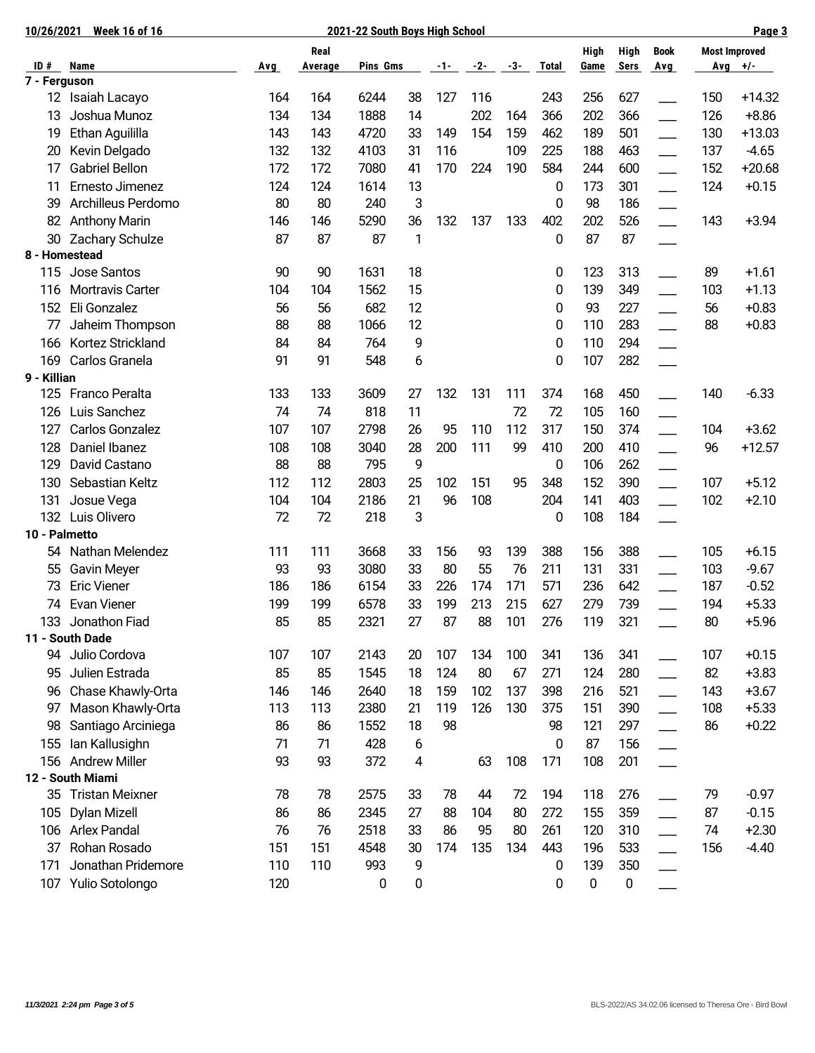10/26/2021 Week 16 of 16 — 2021-22 South Boys High School

| ID # | Name | Avg | Real Average | Pins | Gms | -1- | -2- | -3- | Total | High Game | High Sers | Book Avg | Most Improved Avg | +/- |
|---|---|---|---|---|---|---|---|---|---|---|---|---|---|---|
| **7 - Ferguson** | | | | | | | | | | | | | | |
| 12 | Isaiah Lacayo | 164 | 164 | 6244 | 38 | 127 | 116 | | 243 | 256 | 627 | ___ | 150 | +14.32 |
| 13 | Joshua Munoz | 134 | 134 | 1888 | 14 | | 202 | 164 | 366 | 202 | 366 | ___ | 126 | +8.86 |
| 19 | Ethan Aguililla | 143 | 143 | 4720 | 33 | 149 | 154 | 159 | 462 | 189 | 501 | ___ | 130 | +13.03 |
| 20 | Kevin Delgado | 132 | 132 | 4103 | 31 | 116 | | 109 | 225 | 188 | 463 | ___ | 137 | -4.65 |
| 17 | Gabriel Bellon | 172 | 172 | 7080 | 41 | 170 | 224 | 190 | 584 | 244 | 600 | ___ | 152 | +20.68 |
| 11 | Ernesto Jimenez | 124 | 124 | 1614 | 13 | | | | 0 | 173 | 301 | ___ | 124 | +0.15 |
| 39 | Archilleus Perdomo | 80 | 80 | 240 | 3 | | | | 0 | 98 | 186 | ___ | | |
| 82 | Anthony Marin | 146 | 146 | 5290 | 36 | 132 | 137 | 133 | 402 | 202 | 526 | ___ | 143 | +3.94 |
| 30 | Zachary Schulze | 87 | 87 | 87 | 1 | | | | 0 | 87 | 87 | ___ | | |
| **8 - Homestead** | | | | | | | | | | | | | | |
| 115 | Jose Santos | 90 | 90 | 1631 | 18 | | | | 0 | 123 | 313 | ___ | 89 | +1.61 |
| 116 | Mortravis Carter | 104 | 104 | 1562 | 15 | | | | 0 | 139 | 349 | ___ | 103 | +1.13 |
| 152 | Eli Gonzalez | 56 | 56 | 682 | 12 | | | | 0 | 93 | 227 | ___ | 56 | +0.83 |
| 77 | Jaheim Thompson | 88 | 88 | 1066 | 12 | | | | 0 | 110 | 283 | ___ | 88 | +0.83 |
| 166 | Kortez Strickland | 84 | 84 | 764 | 9 | | | | 0 | 110 | 294 | ___ | | |
| 169 | Carlos Granela | 91 | 91 | 548 | 6 | | | | 0 | 107 | 282 | ___ | | |
| **9 - Killian** | | | | | | | | | | | | | | |
| 125 | Franco Peralta | 133 | 133 | 3609 | 27 | 132 | 131 | 111 | 374 | 168 | 450 | ___ | 140 | -6.33 |
| 126 | Luis Sanchez | 74 | 74 | 818 | 11 | | | 72 | 72 | 105 | 160 | ___ | | |
| 127 | Carlos Gonzalez | 107 | 107 | 2798 | 26 | 95 | 110 | 112 | 317 | 150 | 374 | ___ | 104 | +3.62 |
| 128 | Daniel Ibanez | 108 | 108 | 3040 | 28 | 200 | 111 | 99 | 410 | 200 | 410 | ___ | 96 | +12.57 |
| 129 | David Castano | 88 | 88 | 795 | 9 | | | | 0 | 106 | 262 | ___ | | |
| 130 | Sebastian Keltz | 112 | 112 | 2803 | 25 | 102 | 151 | 95 | 348 | 152 | 390 | ___ | 107 | +5.12 |
| 131 | Josue Vega | 104 | 104 | 2186 | 21 | 96 | 108 | | 204 | 141 | 403 | ___ | 102 | +2.10 |
| 132 | Luis Olivero | 72 | 72 | 218 | 3 | | | | 0 | 108 | 184 | ___ | | |
| **10 - Palmetto** | | | | | | | | | | | | | | |
| 54 | Nathan Melendez | 111 | 111 | 3668 | 33 | 156 | 93 | 139 | 388 | 156 | 388 | ___ | 105 | +6.15 |
| 55 | Gavin Meyer | 93 | 93 | 3080 | 33 | 80 | 55 | 76 | 211 | 131 | 331 | ___ | 103 | -9.67 |
| 73 | Eric Viener | 186 | 186 | 6154 | 33 | 226 | 174 | 171 | 571 | 236 | 642 | ___ | 187 | -0.52 |
| 74 | Evan Viener | 199 | 199 | 6578 | 33 | 199 | 213 | 215 | 627 | 279 | 739 | ___ | 194 | +5.33 |
| 133 | Jonathon Fiad | 85 | 85 | 2321 | 27 | 87 | 88 | 101 | 276 | 119 | 321 | ___ | 80 | +5.96 |
| **11 - South Dade** | | | | | | | | | | | | | | |
| 94 | Julio Cordova | 107 | 107 | 2143 | 20 | 107 | 134 | 100 | 341 | 136 | 341 | ___ | 107 | +0.15 |
| 95 | Julien Estrada | 85 | 85 | 1545 | 18 | 124 | 80 | 67 | 271 | 124 | 280 | ___ | 82 | +3.83 |
| 96 | Chase Khawly-Orta | 146 | 146 | 2640 | 18 | 159 | 102 | 137 | 398 | 216 | 521 | ___ | 143 | +3.67 |
| 97 | Mason Khawly-Orta | 113 | 113 | 2380 | 21 | 119 | 126 | 130 | 375 | 151 | 390 | ___ | 108 | +5.33 |
| 98 | Santiago Arciniega | 86 | 86 | 1552 | 18 | 98 | | | 98 | 121 | 297 | ___ | 86 | +0.22 |
| 155 | Ian Kallusighn | 71 | 71 | 428 | 6 | | | | 0 | 87 | 156 | ___ | | |
| 156 | Andrew Miller | 93 | 93 | 372 | 4 | | 63 | 108 | 171 | 108 | 201 | ___ | | |
| **12 - South Miami** | | | | | | | | | | | | | | |
| 35 | Tristan Meixner | 78 | 78 | 2575 | 33 | 78 | 44 | 72 | 194 | 118 | 276 | ___ | 79 | -0.97 |
| 105 | Dylan Mizell | 86 | 86 | 2345 | 27 | 88 | 104 | 80 | 272 | 155 | 359 | ___ | 87 | -0.15 |
| 106 | Arlex Pandal | 76 | 76 | 2518 | 33 | 86 | 95 | 80 | 261 | 120 | 310 | ___ | 74 | +2.30 |
| 37 | Rohan Rosado | 151 | 151 | 4548 | 30 | 174 | 135 | 134 | 443 | 196 | 533 | ___ | 156 | -4.40 |
| 171 | Jonathan Pridemore | 110 | 110 | 993 | 9 | | | | 0 | 139 | 350 | ___ | | |
| 107 | Yulio Sotolongo | 120 | | 0 | 0 | | | | 0 | 0 | 0 | ___ | | |

11/3/2021 2:24 pm

BLS-2022/AS 34.02.06 licensed to Theresa Ore - Bird Bowl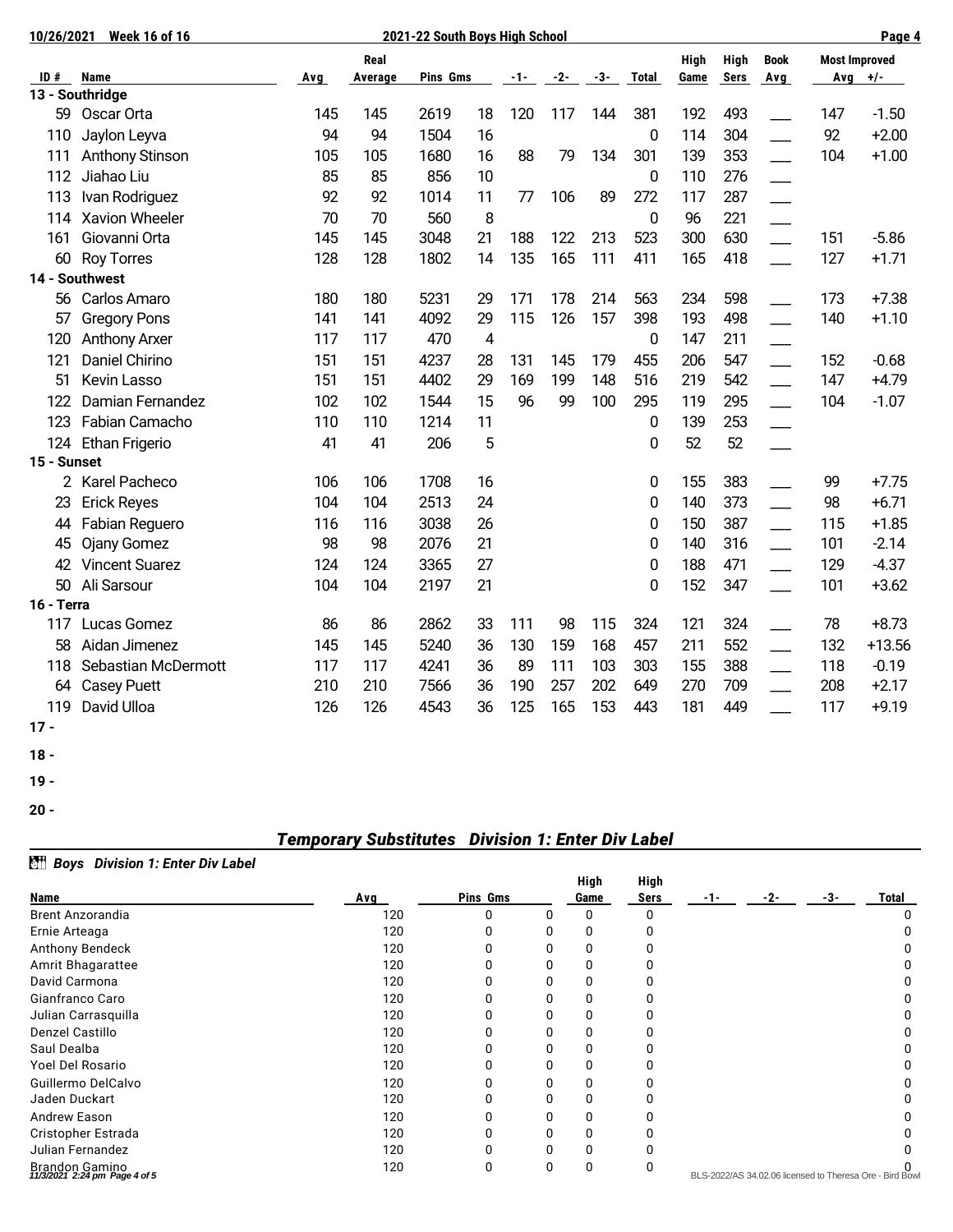| ID # | Name | Avg | Real Average | Pins | Gms | -1- | -2- | -3- | Total | High Game | High Sers | Book Avg | Most Improved Avg | +/- |
|---|---|---|---|---|---|---|---|---|---|---|---|---|---|---|
| **13 - Southridge** | | | | | | | | | | | | | | |
| 59 | Oscar Orta | 145 | 145 | 2619 | 18 | 120 | 117 | 144 | 381 | 192 | 493 | ___ | 147 | -1.50 |
| 110 | Jaylon Leyva | 94 | 94 | 1504 | 16 | | | | 0 | 114 | 304 | ___ | 92 | +2.00 |
| 111 | Anthony Stinson | 105 | 105 | 1680 | 16 | 88 | 79 | 134 | 301 | 139 | 353 | ___ | 104 | +1.00 |
| 112 | Jiahao Liu | 85 | 85 | 856 | 10 | | | | 0 | 110 | 276 | ___ | | |
| 113 | Ivan Rodriguez | 92 | 92 | 1014 | 11 | 77 | 106 | 89 | 272 | 117 | 287 | ___ | | |
| 114 | Xavion Wheeler | 70 | 70 | 560 | 8 | | | | 0 | 96 | 221 | ___ | | |
| 161 | Giovanni Orta | 145 | 145 | 3048 | 21 | 188 | 122 | 213 | 523 | 300 | 630 | ___ | 151 | -5.86 |
| 60 | Roy Torres | 128 | 128 | 1802 | 14 | 135 | 165 | 111 | 411 | 165 | 418 | ___ | 127 | +1.71 |
| **14 - Southwest** | | | | | | | | | | | | | | |
| 56 | Carlos Amaro | 180 | 180 | 5231 | 29 | 171 | 178 | 214 | 563 | 234 | 598 | ___ | 173 | +7.38 |
| 57 | Gregory Pons | 141 | 141 | 4092 | 29 | 115 | 126 | 157 | 398 | 193 | 498 | ___ | 140 | +1.10 |
| 120 | Anthony Arxer | 117 | 117 | 470 | 4 | | | | 0 | 147 | 211 | ___ | | |
| 121 | Daniel Chirino | 151 | 151 | 4237 | 28 | 131 | 145 | 179 | 455 | 206 | 547 | ___ | 152 | -0.68 |
| 51 | Kevin Lasso | 151 | 151 | 4402 | 29 | 169 | 199 | 148 | 516 | 219 | 542 | ___ | 147 | +4.79 |
| 122 | Damian Fernandez | 102 | 102 | 1544 | 15 | 96 | 99 | 100 | 295 | 119 | 295 | ___ | 104 | -1.07 |
| 123 | Fabian Camacho | 110 | 110 | 1214 | 11 | | | | 0 | 139 | 253 | ___ | | |
| 124 | Ethan Frigerio | 41 | 41 | 206 | 5 | | | | 0 | 52 | 52 | ___ | | |
| **15 - Sunset** | | | | | | | | | | | | | | |
| 2 | Karel Pacheco | 106 | 106 | 1708 | 16 | | | | 0 | 155 | 383 | ___ | 99 | +7.75 |
| 23 | Erick Reyes | 104 | 104 | 2513 | 24 | | | | 0 | 140 | 373 | ___ | 98 | +6.71 |
| 44 | Fabian Reguero | 116 | 116 | 3038 | 26 | | | | 0 | 150 | 387 | ___ | 115 | +1.85 |
| 45 | Ojany Gomez | 98 | 98 | 2076 | 21 | | | | 0 | 140 | 316 | ___ | 101 | -2.14 |
| 42 | Vincent Suarez | 124 | 124 | 3365 | 27 | | | | 0 | 188 | 471 | ___ | 129 | -4.37 |
| 50 | Ali Sarsour | 104 | 104 | 2197 | 21 | | | | 0 | 152 | 347 | ___ | 101 | +3.62 |
| **16 - Terra** | | | | | | | | | | | | | | |
| 117 | Lucas Gomez | 86 | 86 | 2862 | 33 | 111 | 98 | 115 | 324 | 121 | 324 | ___ | 78 | +8.73 |
| 58 | Aidan Jimenez | 145 | 145 | 5240 | 36 | 130 | 159 | 168 | 457 | 211 | 552 | ___ | 132 | +13.56 |
| 118 | Sebastian McDermott | 117 | 117 | 4241 | 36 | 89 | 111 | 103 | 303 | 155 | 388 | ___ | 118 | -0.19 |
| 64 | Casey Puett | 210 | 210 | 7566 | 36 | 190 | 257 | 202 | 649 | 270 | 709 | ___ | 208 | +2.17 |
| 119 | David Ulloa | 126 | 126 | 4543 | 36 | 125 | 165 | 153 | 443 | 181 | 449 | ___ | 117 | +9.19 |
| **17 -** | | | | | | | | | | | | | | |
| **18 -** | | | | | | | | | | | | | | |
| **19 -** | | | | | | | | | | | | | | |
| **20 -** | | | | | | | | | | | | | | |

## *Temporary Substitutes Division 1: Enter Div Label*

***Boys Division 1: Enter Div Label***

| Name | Avg | Pins | Gms | High Game | High Sers | -1- | -2- | -3- | Total |
|---|---|---|---|---|---|---|---|---|---|
| Brent Anzorandia | 120 | 0 | 0 | 0 | 0 | | | | 0 |
| Ernie Arteaga | 120 | 0 | 0 | 0 | 0 | | | | 0 |
| Anthony Bendeck | 120 | 0 | 0 | 0 | 0 | | | | 0 |
| Amrit Bhagarattee | 120 | 0 | 0 | 0 | 0 | | | | 0 |
| David Carmona | 120 | 0 | 0 | 0 | 0 | | | | 0 |
| Gianfranco Caro | 120 | 0 | 0 | 0 | 0 | | | | 0 |
| Julian Carrasquilla | 120 | 0 | 0 | 0 | 0 | | | | 0 |
| Denzel Castillo | 120 | 0 | 0 | 0 | 0 | | | | 0 |
| Saul Dealba | 120 | 0 | 0 | 0 | 0 | | | | 0 |
| Yoel Del Rosario | 120 | 0 | 0 | 0 | 0 | | | | 0 |
| Guillermo DelCalvo | 120 | 0 | 0 | 0 | 0 | | | | 0 |
| Jaden Duckart | 120 | 0 | 0 | 0 | 0 | | | | 0 |
| Andrew Eason | 120 | 0 | 0 | 0 | 0 | | | | 0 |
| Cristopher Estrada | 120 | 0 | 0 | 0 | 0 | | | | 0 |
| Julian Fernandez | 120 | 0 | 0 | 0 | 0 | | | | 0 |
| Brandon Gamino | 120 | 0 | 0 | 0 | 0 | | | | 0 |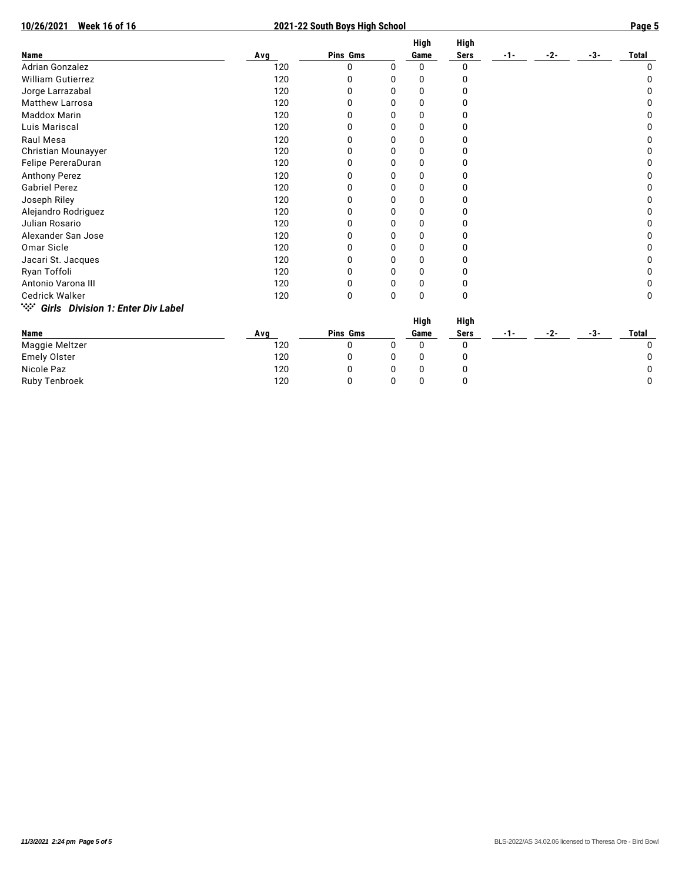| Name | Avg | Pins | Gms | High Game | High Sers | -1- | -2- | -3- | Total |
|---|---|---|---|---|---|---|---|---|---|
| Adrian Gonzalez | 120 | 0 | 0 | 0 | 0 | | | | 0 |
| William Gutierrez | 120 | 0 | 0 | 0 | 0 | | | | 0 |
| Jorge Larrazabal | 120 | 0 | 0 | 0 | 0 | | | | 0 |
| Matthew Larrosa | 120 | 0 | 0 | 0 | 0 | | | | 0 |
| Maddox Marin | 120 | 0 | 0 | 0 | 0 | | | | 0 |
| Luis Mariscal | 120 | 0 | 0 | 0 | 0 | | | | 0 |
| Raul Mesa | 120 | 0 | 0 | 0 | 0 | | | | 0 |
| Christian Mounayyer | 120 | 0 | 0 | 0 | 0 | | | | 0 |
| Felipe PereraDuran | 120 | 0 | 0 | 0 | 0 | | | | 0 |
| Anthony Perez | 120 | 0 | 0 | 0 | 0 | | | | 0 |
| Gabriel Perez | 120 | 0 | 0 | 0 | 0 | | | | 0 |
| Joseph Riley | 120 | 0 | 0 | 0 | 0 | | | | 0 |
| Alejandro Rodriguez | 120 | 0 | 0 | 0 | 0 | | | | 0 |
| Julian Rosario | 120 | 0 | 0 | 0 | 0 | | | | 0 |
| Alexander San Jose | 120 | 0 | 0 | 0 | 0 | | | | 0 |
| Omar Sicle | 120 | 0 | 0 | 0 | 0 | | | | 0 |
| Jacari St. Jacques | 120 | 0 | 0 | 0 | 0 | | | | 0 |
| Ryan Toffoli | 120 | 0 | 0 | 0 | 0 | | | | 0 |
| Antonio Varona III | 120 | 0 | 0 | 0 | 0 | | | | 0 |
| Cedrick Walker | 120 | 0 | 0 | 0 | 0 | | | | 0 |

### *Girls Division 1: Enter Div Label*

| Name | Avg | Pins | Gms | High Game | High Sers | -1- | -2- | -3- | Total |
|---|---|---|---|---|---|---|---|---|---|
| Maggie Meltzer | 120 | 0 | 0 | 0 | 0 | | | | 0 |
| Emely Olster | 120 | 0 | 0 | 0 | 0 | | | | 0 |
| Nicole Paz | 120 | 0 | 0 | 0 | 0 | | | | 0 |
| Ruby Tenbroek | 120 | 0 | 0 | 0 | 0 | | | | 0 |